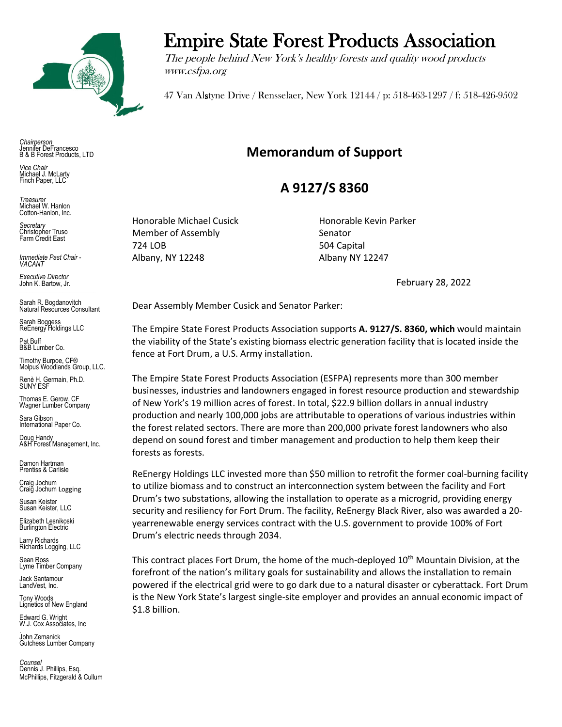# Empire State Forest Products Association

*The people behind New York's healthy forests and quality wood products*
*www.esfpa.org*

47 Van Alstyne Drive / Rensselaer, New York 12144 / p: 518-463-1297 / f: 518-426-9502

*Chairperson*
Jennifer DeFrancesco
B & B Forest Products, LTD

*Vice Chair*
Michael J. McLarty
Finch Paper, LLC

*Treasurer*
Michael W. Hanlon
Cotton-Hanlon, Inc.

*Secretary*
Christopher Truso
Farm Credit East

*Immediate Past Chair - VACANT*

*Executive Director*
John K. Bartow, Jr.

Sarah R. Bogdanovitch
Natural Resources Consultant

Sarah Boggess
ReEnergy Holdings LLC

Pat Buff
B&B Lumber Co.

Timothy Burpoe, CF®
Molpus Woodlands Group, LLC.

Renè H. Germain, Ph.D.
SUNY ESF

Thomas E. Gerow, CF
Wagner Lumber Company

Sara Gibson
International Paper Co.

Doug Handy
A&H Forest Management, Inc.

Damon Hartman
Prentiss & Carlisle

Craig Jochum
Craig Jochum Logging

Susan Keister
Susan Keister, LLC

Elizabeth Lesnikoski
Burlington Electric

Larry Richards
Richards Logging, LLC

Sean Ross
Lyme Timber Company

Jack Santamour
LandVest, Inc.

Tony Woods
Lignetics of New England

Edward G. Wright
W.J. Cox Associates, Inc

John Zemanick
Gutchess Lumber Company

*Counsel*
Dennis J. Phillips, Esq.
McPhillips, Fitzgerald & Cullum

## Memorandum of Support

## A 9127/S 8360

Honorable Michael Cusick
Member of Assembly
724 LOB
Albany, NY 12248

Honorable Kevin Parker
Senator
504 Capital
Albany NY 12247

February 28, 2022

Dear Assembly Member Cusick and Senator Parker:

The Empire State Forest Products Association supports **A. 9127/S. 8360, which** would maintain the viability of the State's existing biomass electric generation facility that is located inside the fence at Fort Drum, a U.S. Army installation.

The Empire State Forest Products Association (ESFPA) represents more than 300 member businesses, industries and landowners engaged in forest resource production and stewardship of New York's 19 million acres of forest. In total, $22.9 billion dollars in annual industry production and nearly 100,000 jobs are attributable to operations of various industries within the forest related sectors. There are more than 200,000 private forest landowners who also depend on sound forest and timber management and production to help them keep their forests as forests.

ReEnergy Holdings LLC invested more than $50 million to retrofit the former coal-burning facility to utilize biomass and to construct an interconnection system between the facility and Fort Drum's two substations, allowing the installation to operate as a microgrid, providing energy security and resiliency for Fort Drum. The facility, ReEnergy Black River, also was awarded a 20-yearrenewable energy services contract with the U.S. government to provide 100% of Fort Drum's electric needs through 2034.

This contract places Fort Drum, the home of the much-deployed 10th Mountain Division, at the forefront of the nation's military goals for sustainability and allows the installation to remain powered if the electrical grid were to go dark due to a natural disaster or cyberattack. Fort Drum is the New York State's largest single-site employer and provides an annual economic impact of $1.8 billion.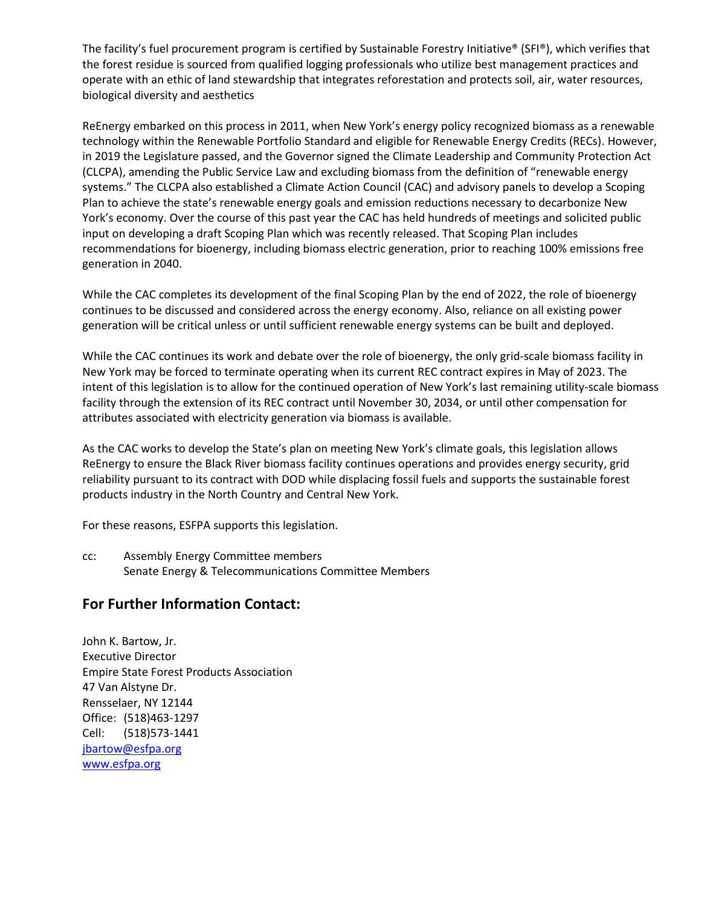The facility's fuel procurement program is certified by Sustainable Forestry Initiative® (SFI®), which verifies that the forest residue is sourced from qualified logging professionals who utilize best management practices and operate with an ethic of land stewardship that integrates reforestation and protects soil, air, water resources, biological diversity and aesthetics

ReEnergy embarked on this process in 2011, when New York's energy policy recognized biomass as a renewable technology within the Renewable Portfolio Standard and eligible for Renewable Energy Credits (RECs). However, in 2019 the Legislature passed, and the Governor signed the Climate Leadership and Community Protection Act (CLCPA), amending the Public Service Law and excluding biomass from the definition of "renewable energy systems." The CLCPA also established a Climate Action Council (CAC) and advisory panels to develop a Scoping Plan to achieve the state's renewable energy goals and emission reductions necessary to decarbonize New York's economy. Over the course of this past year the CAC has held hundreds of meetings and solicited public input on developing a draft Scoping Plan which was recently released. That Scoping Plan includes recommendations for bioenergy, including biomass electric generation, prior to reaching 100% emissions free generation in 2040.

While the CAC completes its development of the final Scoping Plan by the end of 2022, the role of bioenergy continues to be discussed and considered across the energy economy. Also, reliance on all existing power generation will be critical unless or until sufficient renewable energy systems can be built and deployed.

While the CAC continues its work and debate over the role of bioenergy, the only grid-scale biomass facility in New York may be forced to terminate operating when its current REC contract expires in May of 2023. The intent of this legislation is to allow for the continued operation of New York's last remaining utility-scale biomass facility through the extension of its REC contract until November 30, 2034, or until other compensation for attributes associated with electricity generation via biomass is available.

As the CAC works to develop the State's plan on meeting New York's climate goals, this legislation allows ReEnergy to ensure the Black River biomass facility continues operations and provides energy security, grid reliability pursuant to its contract with DOD while displacing fossil fuels and supports the sustainable forest products industry in the North Country and Central New York.

For these reasons, ESFPA supports this legislation.

cc: Assembly Energy Committee members
Senate Energy & Telecommunications Committee Members

## For Further Information Contact:

John K. Bartow, Jr.
Executive Director
Empire State Forest Products Association
47 Van Alstyne Dr.
Rensselaer, NY 12144
Office: (518)463-1297
Cell: (518)573-1441
jbartow@esfpa.org
www.esfpa.org